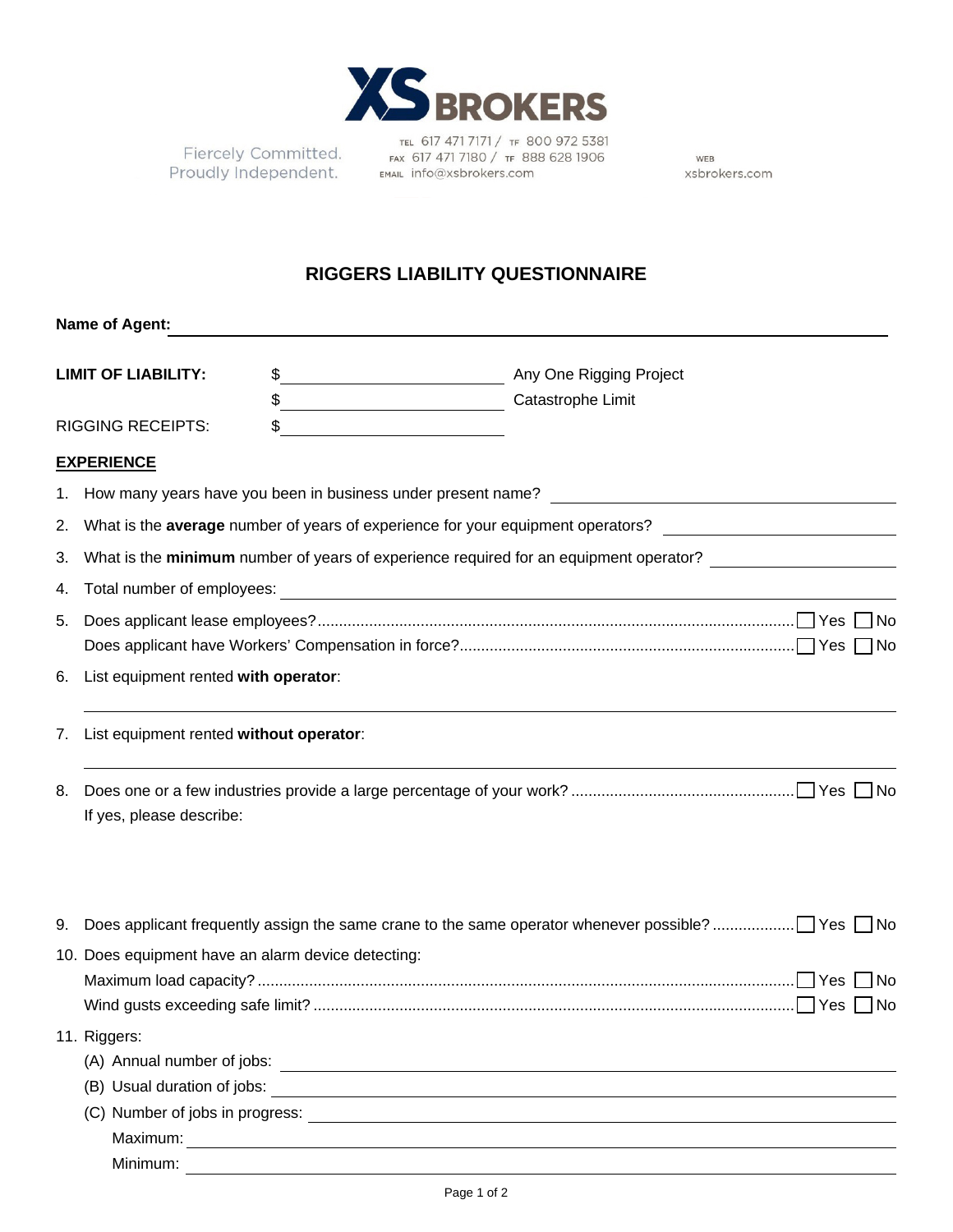XS BROKERS

Fiercely Committed.
Proudly Independent.

TEL 617 471 7171 / TF 800 972 5381
FAX 617 471 7180 / TF 888 628 1906
EMAIL info@xsbrokers.com

WEB
xsbrokers.com

# RIGGERS LIABILITY QUESTIONNAIRE

**Name of Agent:** ______________________________

**LIMIT OF LIABILITY:** $______________ Any One Rigging Project

$______________ Catastrophe Limit

RIGGING RECEIPTS: $______________

**EXPERIENCE**

1. How many years have you been in business under present name? ______________
2. What is the **average** number of years of experience for your equipment operators? ______________
3. What is the **minimum** number of years of experience required for an equipment operator? ______________
4. Total number of employees: ______________
5. Does applicant lease employees? ☐ Yes ☐ No
   Does applicant have Workers' Compensation in force? ☐ Yes ☐ No
6. List equipment rented **with operator**:
   ______________
7. List equipment rented **without operator**:
   ______________
8. Does one or a few industries provide a large percentage of your work? ☐ Yes ☐ No
   If yes, please describe:
9. Does applicant frequently assign the same crane to the same operator whenever possible? ☐ Yes ☐ No
10. Does equipment have an alarm device detecting:
    Maximum load capacity? ☐ Yes ☐ No
    Wind gusts exceeding safe limit? ☐ Yes ☐ No
11. Riggers:
    (A) Annual number of jobs: ______________
    (B) Usual duration of jobs: ______________
    (C) Number of jobs in progress: ______________
    Maximum: ______________
    Minimum: ______________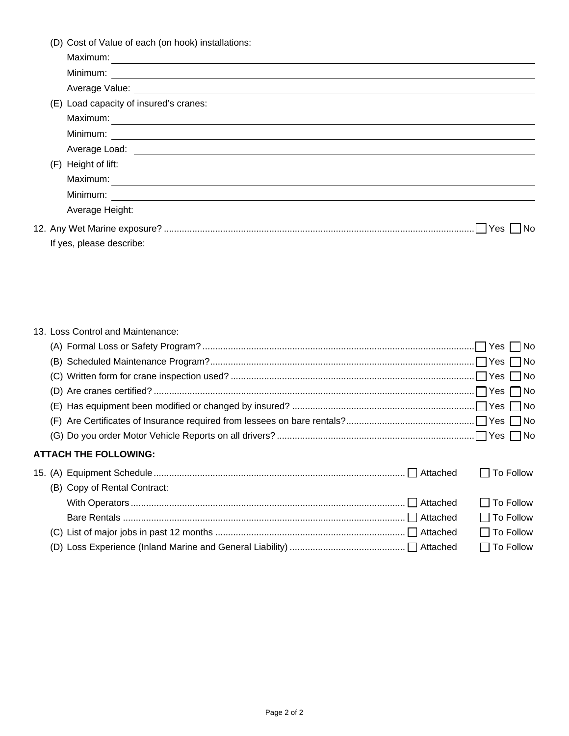(D) Cost of Value of each (on hook) installations:

Maximum: ______________________

Minimum: ______________________

Average Value: ______________________

(E) Load capacity of insured's cranes:

Maximum: ______________________

Minimum: ______________________

Average Load: ______________________

(F) Height of lift:

Maximum: ______________________

Minimum: ______________________

Average Height:

12. Any Wet Marine exposure? ☐ Yes ☐ No

If yes, please describe:

13. Loss Control and Maintenance:

(A) Formal Loss or Safety Program? ☐ Yes ☐ No

(B) Scheduled Maintenance Program? ☐ Yes ☐ No

(C) Written form for crane inspection used? ☐ Yes ☐ No

(D) Are cranes certified? ☐ Yes ☐ No

(E) Has equipment been modified or changed by insured? ☐ Yes ☐ No

(F) Are Certificates of Insurance required from lessees on bare rentals? ☐ Yes ☐ No

(G) Do you order Motor Vehicle Reports on all drivers? ☐ Yes ☐ No

**ATTACH THE FOLLOWING:**

15. (A) Equipment Schedule ☐ Attached ☐ To Follow

(B) Copy of Rental Contract:

With Operators ☐ Attached ☐ To Follow

Bare Rentals ☐ Attached ☐ To Follow

(C) List of major jobs in past 12 months ☐ Attached ☐ To Follow

(D) Loss Experience (Inland Marine and General Liability) ☐ Attached ☐ To Follow